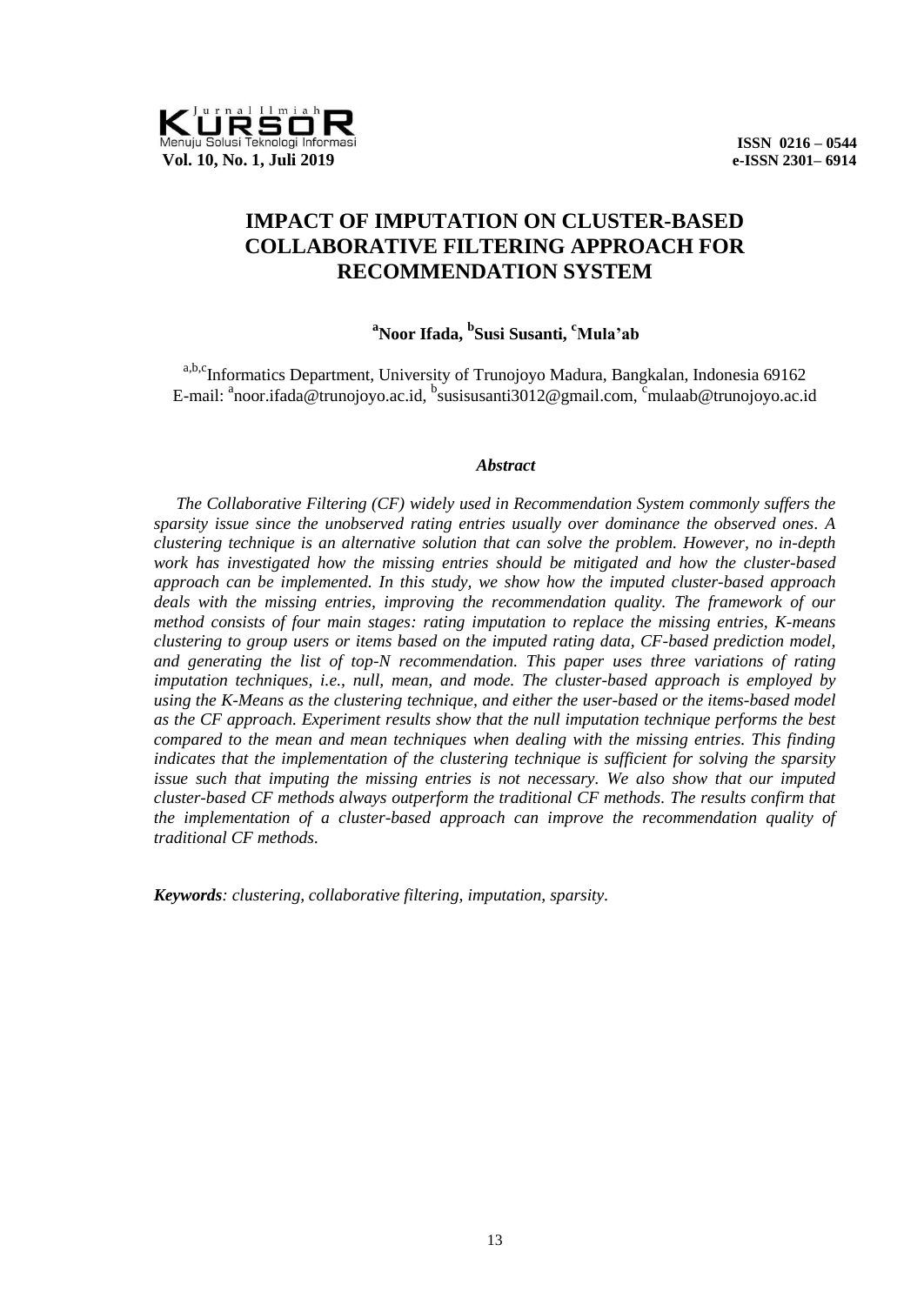# IMPACT OF IMPUTATION ON CLUSTER-BASED COLLABORATIVE FILTERING APPROACH FOR RECOMMENDATION SYSTEM

**[a]Noor Ifada, [b]Susi Susanti, [c]Mula'ab**

[a,b,c]Informatics Department, University of Trunojoyo Madura, Bangkalan, Indonesia 69162
E-mail: [a]noor.ifada@trunojoyo.ac.id, [b]susisusanti3012@gmail.com, [c]mulaab@trunojoyo.ac.id

### *Abstract*

*The Collaborative Filtering (CF) widely used in Recommendation System commonly suffers the sparsity issue since the unobserved rating entries usually over dominance the observed ones. A clustering technique is an alternative solution that can solve the problem. However, no in-depth work has investigated how the missing entries should be mitigated and how the cluster-based approach can be implemented. In this study, we show how the imputed cluster-based approach deals with the missing entries, improving the recommendation quality. The framework of our method consists of four main stages: rating imputation to replace the missing entries, K-means clustering to group users or items based on the imputed rating data, CF-based prediction model, and generating the list of top-N recommendation. This paper uses three variations of rating imputation techniques, i.e., null, mean, and mode. The cluster-based approach is employed by using the K-Means as the clustering technique, and either the user-based or the items-based model as the CF approach. Experiment results show that the null imputation technique performs the best compared to the mean and mean techniques when dealing with the missing entries. This finding indicates that the implementation of the clustering technique is sufficient for solving the sparsity issue such that imputing the missing entries is not necessary. We also show that our imputed cluster-based CF methods always outperform the traditional CF methods. The results confirm that the implementation of a cluster-based approach can improve the recommendation quality of traditional CF methods.*

***Keywords**: clustering, collaborative filtering, imputation, sparsity.*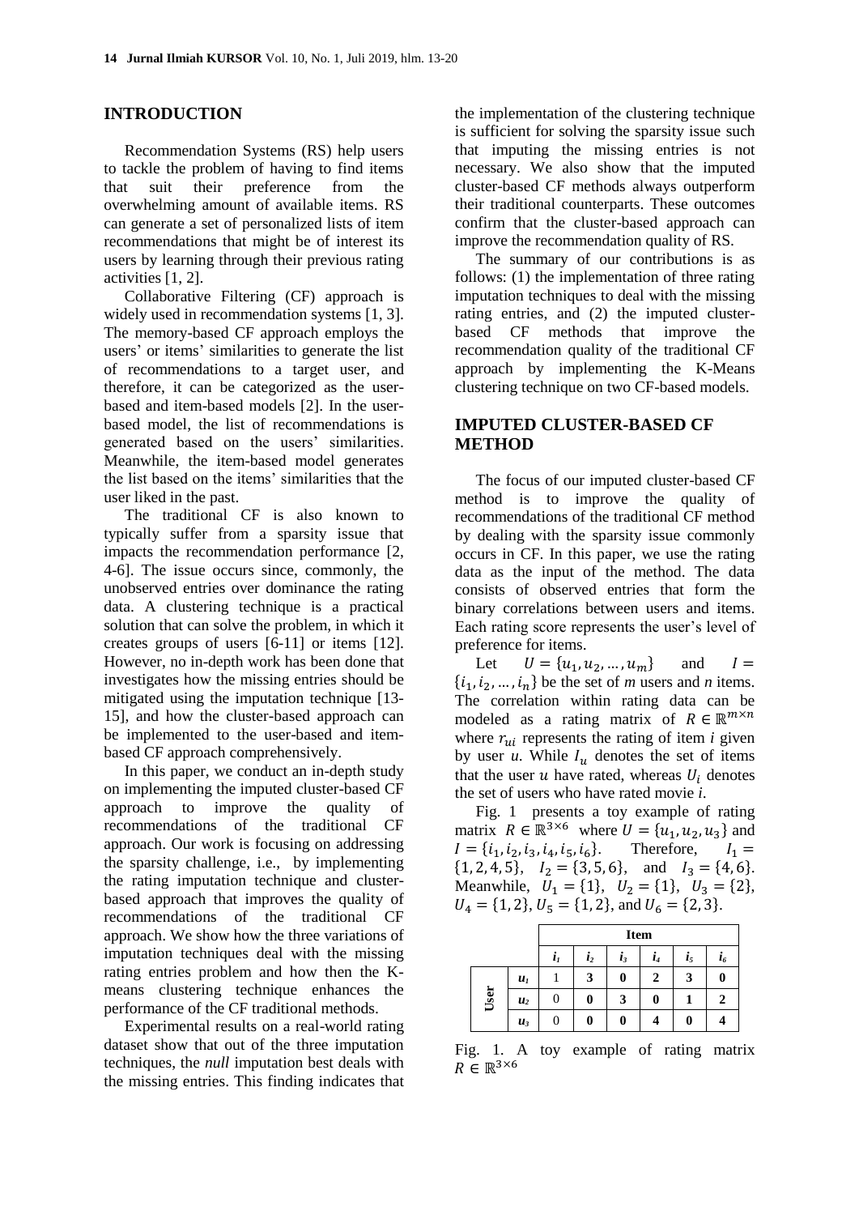## INTRODUCTION

Recommendation Systems (RS) help users to tackle the problem of having to find items that suit their preference from the overwhelming amount of available items. RS can generate a set of personalized lists of item recommendations that might be of interest its users by learning through their previous rating activities [1, 2].

Collaborative Filtering (CF) approach is widely used in recommendation systems [1, 3]. The memory-based CF approach employs the users' or items' similarities to generate the list of recommendations to a target user, and therefore, it can be categorized as the user-based and item-based models [2]. In the user-based model, the list of recommendations is generated based on the users' similarities. Meanwhile, the item-based model generates the list based on the items' similarities that the user liked in the past.

The traditional CF is also known to typically suffer from a sparsity issue that impacts the recommendation performance [2, 4-6]. The issue occurs since, commonly, the unobserved entries over dominance the rating data. A clustering technique is a practical solution that can solve the problem, in which it creates groups of users [6-11] or items [12]. However, no in-depth work has been done that investigates how the missing entries should be mitigated using the imputation technique [13-15], and how the cluster-based approach can be implemented to the user-based and item-based CF approach comprehensively.

In this paper, we conduct an in-depth study on implementing the imputed cluster-based CF approach to improve the quality of recommendations of the traditional CF approach. Our work is focusing on addressing the sparsity challenge, i.e., by implementing the rating imputation technique and cluster-based approach that improves the quality of recommendations of the traditional CF approach. We show how the three variations of imputation techniques deal with the missing rating entries problem and how then the K-means clustering technique enhances the performance of the CF traditional methods.

Experimental results on a real-world rating dataset show that out of the three imputation techniques, the *null* imputation best deals with the missing entries. This finding indicates that the implementation of the clustering technique is sufficient for solving the sparsity issue such that imputing the missing entries is not necessary. We also show that the imputed cluster-based CF methods always outperform their traditional counterparts. These outcomes confirm that the cluster-based approach can improve the recommendation quality of RS.

The summary of our contributions is as follows: (1) the implementation of three rating imputation techniques to deal with the missing rating entries, and (2) the imputed cluster-based CF methods that improve the recommendation quality of the traditional CF approach by implementing the K-Means clustering technique on two CF-based models.

## IMPUTED CLUSTER-BASED CF METHOD

The focus of our imputed cluster-based CF method is to improve the quality of recommendations of the traditional CF method by dealing with the sparsity issue commonly occurs in CF. In this paper, we use the rating data as the input of the method. The data consists of observed entries that form the binary correlations between users and items. Each rating score represents the user's level of preference for items.

Let $U = \{u_1, u_2, \dots, u_m\}$ and $I = \{i_1, i_2, \dots, i_n\}$ be the set of *m* users and *n* items. The correlation within rating data can be modeled as a rating matrix of $R \in \mathbb{R}^{m \times n}$ where $r_{ui}$ represents the rating of item *i* given by user *u*. While $I_u$ denotes the set of items that the user $u$ have rated, whereas $U_i$ denotes the set of users who have rated movie *i*.

Fig. 1 presents a toy example of rating matrix $R \in \mathbb{R}^{3\times 6}$ where $U = \{u_1, u_2, u_3\}$ and $I = \{i_1, i_2, i_3, i_4, i_5, i_6\}$. Therefore, $I_1 = \{1, 2, 4, 5\}$, $I_2 = \{3, 5, 6\}$, and $I_3 = \{4, 6\}$. Meanwhile, $U_1 = \{1\}$, $U_2 = \{1\}$, $U_3 = \{2\}$, $U_4 = \{1, 2\}$, $U_5 = \{1, 2\}$, and $U_6 = \{2, 3\}$.

| | | Item | | | | | |
|---|---|---|---|---|---|---|---|
| | | $i_1$ | $i_2$ | $i_3$ | $i_4$ | $i_5$ | $i_6$ |
| User | $u_1$ | 1 | **3** | **0** | **2** | **3** | **0** |
| | $u_2$ | 0 | **0** | **3** | **0** | **1** | **2** |
| | $u_3$ | 0 | **0** | **0** | **4** | **0** | **4** |

Fig. 1. A toy example of rating matrix $R \in \mathbb{R}^{3\times 6}$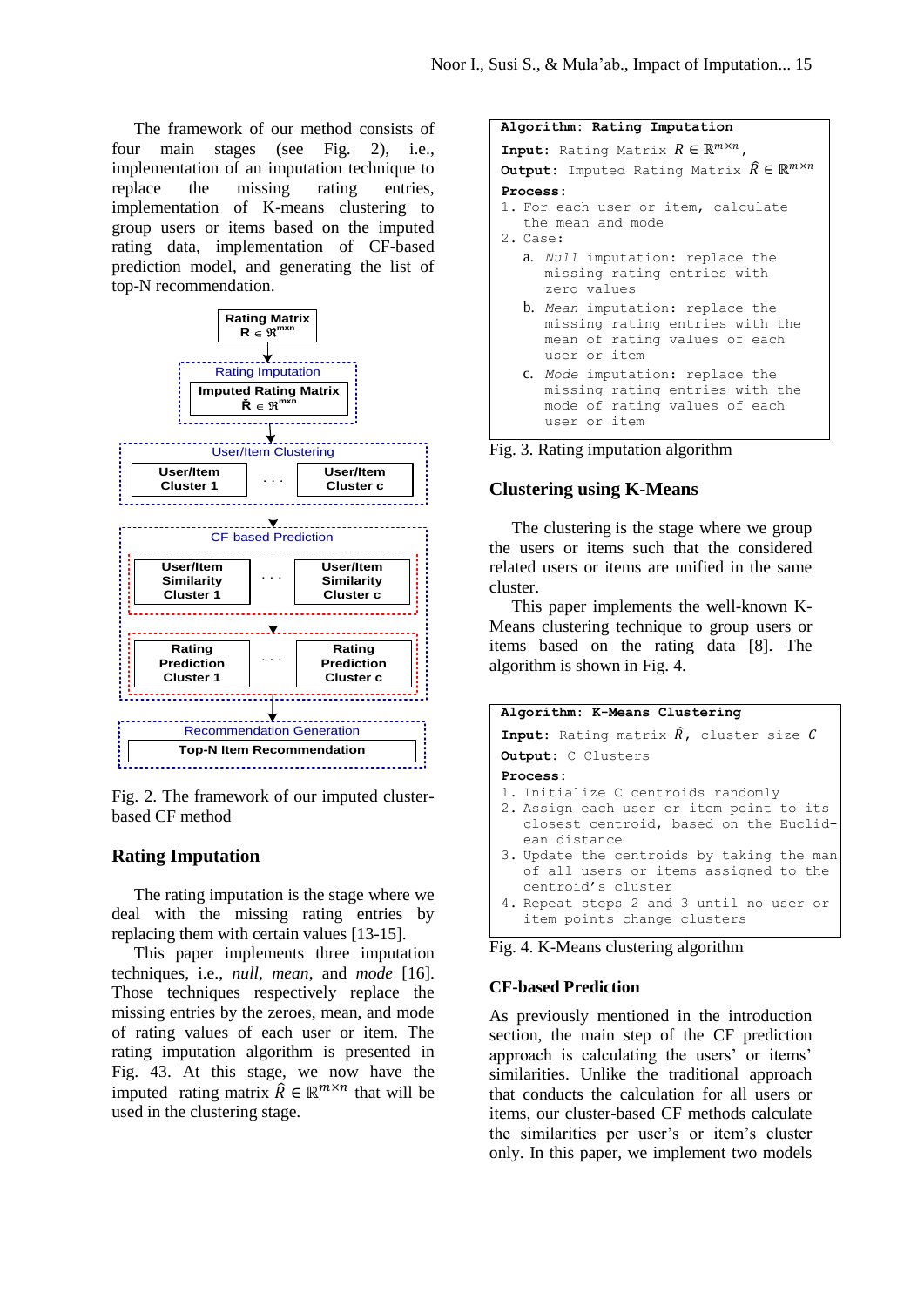The framework of our method consists of four main stages (see Fig. 2), i.e., implementation of an imputation technique to replace the missing rating entries, implementation of K-means clustering to group users or items based on the imputed rating data, implementation of CF-based prediction model, and generating the list of top-N recommendation.

Rating Matrix
$R \in \mathfrak{R}^{mxn}$

Rating Imputation

Imputed Rating Matrix
$\hat{R} \in \mathfrak{R}^{mxn}$

User/Item Clustering

User/Item Cluster 1 . . . User/Item Cluster c

CF-based Prediction

User/Item Similarity Cluster 1 . . . User/Item Similarity Cluster c

Rating Prediction Cluster 1 . . . Rating Prediction Cluster c

Recommendation Generation

Top-N Item Recommendation

Fig. 2. The framework of our imputed cluster-based CF method

## Rating Imputation

The rating imputation is the stage where we deal with the missing rating entries by replacing them with certain values [13-15].

This paper implements three imputation techniques, i.e., *null*, *mean*, and *mode* [16]. Those techniques respectively replace the missing entries by the zeroes, mean, and mode of rating values of each user or item. The rating imputation algorithm is presented in Fig. 43. At this stage, we now have the imputed rating matrix $\hat{R} \in \mathbb{R}^{m \times n}$ that will be used in the clustering stage.

```
Algorithm: Rating Imputation
Input: Rating Matrix R ∈ ℝ^{m×n},
Output: Imputed Rating Matrix R̂ ∈ ℝ^{m×n}
Process:
1. For each user or item, calculate
   the mean and mode
2. Case:
   a. Null imputation: replace the
      missing rating entries with
      zero values
   b. Mean imputation: replace the
      missing rating entries with the
      mean of rating values of each
      user or item
   c. Mode imputation: replace the
      missing rating entries with the
      mode of rating values of each
      user or item
```

Fig. 3. Rating imputation algorithm

## Clustering using K-Means

The clustering is the stage where we group the users or items such that the considered related users or items are unified in the same cluster.

This paper implements the well-known K-Means clustering technique to group users or items based on the rating data [8]. The algorithm is shown in Fig. 4.

```
Algorithm: K-Means Clustering
Input: Rating matrix R̂, cluster size C
Output: C Clusters
Process:
1. Initialize C centroids randomly
2. Assign each user or item point to its
   closest centroid, based on the Euclid-
   ean distance
3. Update the centroids by taking the man
   of all users or items assigned to the
   centroid's cluster
4. Repeat steps 2 and 3 until no user or
   item points change clusters
```

Fig. 4. K-Means clustering algorithm

### CF-based Prediction

As previously mentioned in the introduction section, the main step of the CF prediction approach is calculating the users' or items' similarities. Unlike the traditional approach that conducts the calculation for all users or items, our cluster-based CF methods calculate the similarities per user's or item's cluster only. In this paper, we implement two models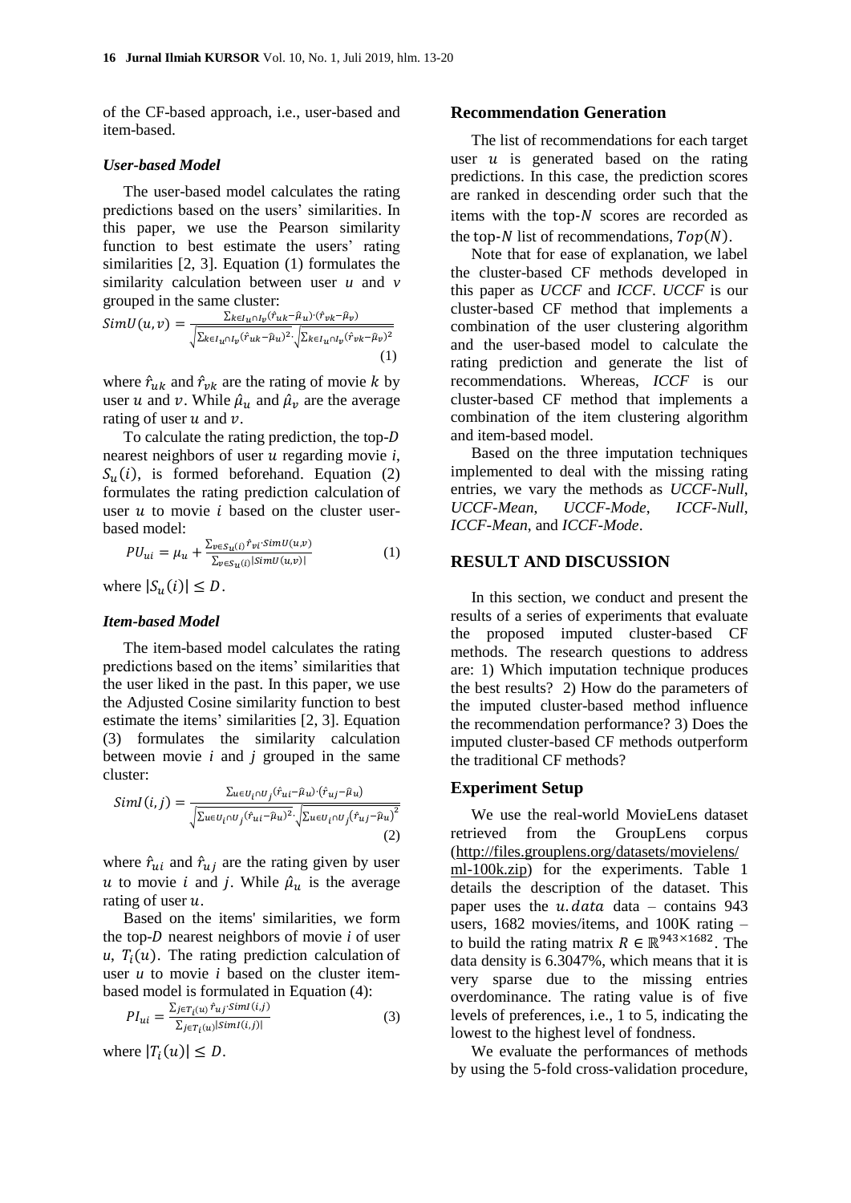of the CF-based approach, i.e., user-based and item-based.

### *User-based Model*

The user-based model calculates the rating predictions based on the users' similarities. In this paper, we use the Pearson similarity function to best estimate the users' rating similarities [2, 3]. Equation (1) formulates the similarity calculation between user $u$ and $v$ grouped in the same cluster:

$$SimU(u,v) = \frac{\sum_{k \in I_u \cap I_v} (\hat{r}_{uk} - \hat{\mu}_u) \cdot (\hat{r}_{vk} - \hat{\mu}_v)}{\sqrt{\sum_{k \in I_u \cap I_v} (\hat{r}_{uk} - \hat{\mu}_u)^2} \cdot \sqrt{\sum_{k \in I_u \cap I_v} (\hat{r}_{vk} - \hat{\mu}_v)^2}} \quad (1)$$

where $\hat{r}_{uk}$ and $\hat{r}_{vk}$ are the rating of movie $k$ by user $u$ and $v$. While $\hat{\mu}_u$ and $\hat{\mu}_v$ are the average rating of user $u$ and $v$.

To calculate the rating prediction, the top-$D$ nearest neighbors of user $u$ regarding movie $i$, $S_u(i)$, is formed beforehand. Equation (2) formulates the rating prediction calculation of user $u$ to movie $i$ based on the cluster user-based model:

$$PU_{ui} = \mu_u + \frac{\sum_{v \in S_u(i)} \hat{r}_{vi} \cdot SimU(u,v)}{\sum_{v \in S_u(i)} |SimU(u,v)|} \quad (1)$$

where $|S_u(i)| \leq D$.

### *Item-based Model*

The item-based model calculates the rating predictions based on the items' similarities that the user liked in the past. In this paper, we use the Adjusted Cosine similarity function to best estimate the items' similarities [2, 3]. Equation (3) formulates the similarity calculation between movie $i$ and $j$ grouped in the same cluster:

$$SimI(i,j) = \frac{\sum_{u \in U_i \cap U_j} (\hat{r}_{ui} - \hat{\mu}_u) \cdot (\hat{r}_{uj} - \hat{\mu}_u)}{\sqrt{\sum_{u \in U_i \cap U_j} (\hat{r}_{ui} - \hat{\mu}_u)^2} \cdot \sqrt{\sum_{u \in U_i \cap U_j} (\hat{r}_{uj} - \hat{\mu}_u)^2}} \quad (2)$$

where $\hat{r}_{ui}$ and $\hat{r}_{uj}$ are the rating given by user $u$ to movie $i$ and $j$. While $\hat{\mu}_u$ is the average rating of user $u$.

Based on the items' similarities, we form the top-$D$ nearest neighbors of movie $i$ of user $u$, $T_i(u)$. The rating prediction calculation of user $u$ to movie $i$ based on the cluster item-based model is formulated in Equation (4):

$$PI_{ui} = \frac{\sum_{j \in T_i(u)} \hat{r}_{uj} \cdot SimI(i,j)}{\sum_{j \in T_i(u)} |SimI(i,j)|} \quad (3)$$

where $|T_i(u)| \leq D$.

## Recommendation Generation

The list of recommendations for each target user $u$ is generated based on the rating predictions. In this case, the prediction scores are ranked in descending order such that the items with the top-$N$ scores are recorded as the top-$N$ list of recommendations, $Top(N)$.

Note that for ease of explanation, we label the cluster-based CF methods developed in this paper as *UCCF* and *ICCF*. *UCCF* is our cluster-based CF method that implements a combination of the user clustering algorithm and the user-based model to calculate the rating prediction and generate the list of recommendations. Whereas, *ICCF* is our cluster-based CF method that implements a combination of the item clustering algorithm and item-based model.

Based on the three imputation techniques implemented to deal with the missing rating entries, we vary the methods as *UCCF-Null*, *UCCF-Mean*, *UCCF-Mode*, *ICCF-Null*, *ICCF-Mean*, and *ICCF-Mode*.

# RESULT AND DISCUSSION

In this section, we conduct and present the results of a series of experiments that evaluate the proposed imputed cluster-based CF methods. The research questions to address are: 1) Which imputation technique produces the best results? 2) How do the parameters of the imputed cluster-based method influence the recommendation performance? 3) Does the imputed cluster-based CF methods outperform the traditional CF methods?

## Experiment Setup

We use the real-world MovieLens dataset retrieved from the GroupLens corpus (http://files.grouplens.org/datasets/movielens/ml-100k.zip) for the experiments. Table 1 details the description of the dataset. This paper uses the $u.data$ data – contains 943 users, 1682 movies/items, and 100K rating – to build the rating matrix $R \in \mathbb{R}^{943 \times 1682}$. The data density is 6.3047%, which means that it is very sparse due to the missing entries overdominance. The rating value is of five levels of preferences, i.e., 1 to 5, indicating the lowest to the highest level of fondness.

We evaluate the performances of methods by using the 5-fold cross-validation procedure,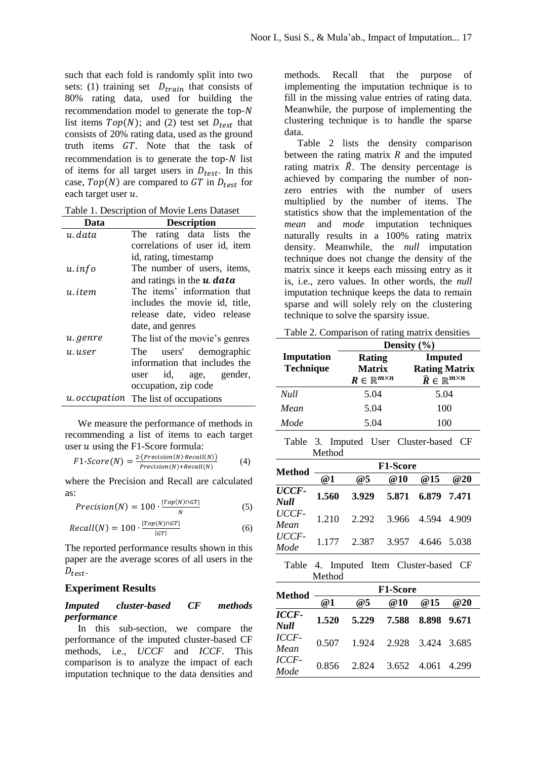such that each fold is randomly split into two sets: (1) training set $D_{train}$ that consists of 80% rating data, used for building the recommendation model to generate the top-$N$ list items $Top(N)$; and (2) test set $D_{test}$ that consists of 20% rating data, used as the ground truth items $GT$. Note that the task of recommendation is to generate the top-$N$ list of items for all target users in $D_{test}$. In this case, $Top(N)$ are compared to $GT$ in $D_{test}$ for each target user $u$.

Table 1. Description of Movie Lens Dataset

| Data | Description |
|---|---|
| $u.data$ | The rating data lists the correlations of user id, item id, rating, timestamp |
| $u.info$ | The number of users, items, and ratings in the $\boldsymbol{u.data}$ |
| $u.item$ | The items' information that includes the movie id, title, release date, video release date, and genres |
| $u.genre$ | The list of the movie's genres |
| $u.user$ | The users' demographic information that includes the user id, age, gender, occupation, zip code |
| $u.occupation$ | The list of occupations |

We measure the performance of methods in recommending a list of items to each target user $u$ using the F1-Score formula:

$$F1\text{-}Score(N) = \frac{2\cdot(Precision(N)\cdot Recall(N))}{Precision(N)+Recall(N)} \quad (4)$$

where the Precision and Recall are calculated as:

$$Precision(N) = 100 \cdot \frac{|Top(N)\cap GT|}{N} \quad (5)$$

$$Recall(N) = 100 \cdot \frac{|Top(N)\cap GT|}{|GT|} \quad (6)$$

The reported performance results shown in this paper are the average scores of all users in the $D_{test}$.

## Experiment Results

### *Imputed cluster-based CF methods performance*

In this sub-section, we compare the performance of the imputed cluster-based CF methods, i.e., *UCCF* and *ICCF*. This comparison is to analyze the impact of each imputation technique to the data densities and methods. Recall that the purpose of implementing the imputation technique is to fill in the missing value entries of rating data. Meanwhile, the purpose of implementing the clustering technique is to handle the sparse data.

Table 2 lists the density comparison between the rating matrix $R$ and the imputed rating matrix $\hat{R}$. The density percentage is achieved by comparing the number of non-zero entries with the number of users multiplied by the number of items. The statistics show that the implementation of the *mean* and *mode* imputation techniques naturally results in a 100% rating matrix density. Meanwhile, the *null* imputation technique does not change the density of the matrix since it keeps each missing entry as it is, i.e., zero values. In other words, the *null* imputation technique keeps the data to remain sparse and will solely rely on the clustering technique to solve the sparsity issue.

Table 2. Comparison of rating matrix densities

| Imputation Technique | Density (%) | |
|---|---|---|
| | Rating Matrix $\boldsymbol{R} \in \mathbb{R}^{m\times n}$ | Imputed Rating Matrix $\hat{\boldsymbol{R}} \in \mathbb{R}^{m\times n}$ |
| *Null* | 5.04 | 5.04 |
| *Mean* | 5.04 | 100 |
| *Mode* | 5.04 | 100 |

Table 3. Imputed User Cluster-based CF Method

| Method | F1-Score | | | | |
|---|---|---|---|---|---|
| | @1 | @5 | @10 | @15 | @20 |
| ***UCCF-Null*** | **1.560** | **3.929** | **5.871** | **6.879** | **7.471** |
| *UCCF-Mean* | 1.210 | 2.292 | 3.966 | 4.594 | 4.909 |
| *UCCF-Mode* | 1.177 | 2.387 | 3.957 | 4.646 | 5.038 |

Table 4. Imputed Item Cluster-based CF Method

| Method | F1-Score | | | | |
|---|---|---|---|---|---|
| | @1 | @5 | @10 | @15 | @20 |
| ***ICCF-Null*** | **1.520** | **5.229** | **7.588** | **8.898** | **9.671** |
| *ICCF-Mean* | 0.507 | 1.924 | 2.928 | 3.424 | 3.685 |
| *ICCF-Mode* | 0.856 | 2.824 | 3.652 | 4.061 | 4.299 |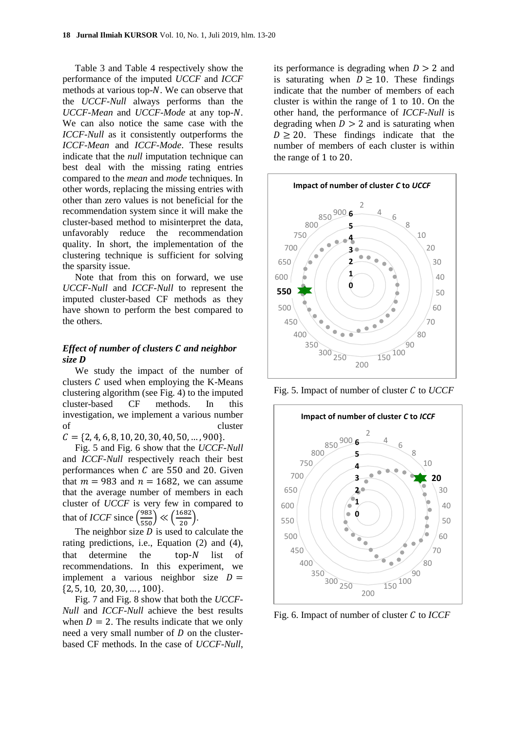Table 3 and Table 4 respectively show the performance of the imputed *UCCF* and *ICCF* methods at various top-$N$. We can observe that the *UCCF-Null* always performs than the *UCCF-Mean* and *UCCF-Mode* at any top-$N$. We can also notice the same case with the *ICCF-Null* as it consistently outperforms the *ICCF-Mean* and *ICCF-Mode*. These results indicate that the *null* imputation technique can best deal with the missing rating entries compared to the *mean* and *mode* techniques. In other words, replacing the missing entries with other than zero values is not beneficial for the recommendation system since it will make the cluster-based method to misinterpret the data, unfavorably reduce the recommendation quality. In short, the implementation of the clustering technique is sufficient for solving the sparsity issue.

Note that from this on forward, we use *UCCF-Null* and *ICCF-Null* to represent the imputed cluster-based CF methods as they have shown to perform the best compared to the others.

### *Effect of number of clusters $C$ and neighbor size $D$*

We study the impact of the number of clusters $C$ used when employing the K-Means clustering algorithm (see Fig. 4) to the imputed cluster-based CF methods. In this investigation, we implement a various number of cluster $C = \{2, 4, 6, 8, 10, 20, 30, 40, 50, \dots, 900\}$.

Fig. 5 and Fig. 6 show that the *UCCF-Null* and *ICCF-Null* respectively reach their best performances when $C$ are 550 and 20. Given that $m = 983$ and $n = 1682$, we can assume that the average number of members in each cluster of *UCCF* is very few in compared to that of *ICCF* since $\left(\frac{983}{550}\right) \ll \left(\frac{1682}{20}\right)$.

The neighbor size $D$ is used to calculate the rating predictions, i.e., Equation (2) and (4), that determine the top-$N$ list of recommendations. In this experiment, we implement a various neighbor size $D = \{2, 5, 10, 20, 30, \dots, 100\}$.

Fig. 7 and Fig. 8 show that both the *UCCF-Null* and *ICCF-Null* achieve the best results when $D = 2$. The results indicate that we only need a very small number of $D$ on the cluster-based CF methods. In the case of *UCCF-Null*, its performance is degrading when $D > 2$ and is saturating when $D \geq 10$. These findings indicate that the number of members of each cluster is within the range of 1 to 10. On the other hand, the performance of *ICCF-Null* is degrading when $D > 2$ and is saturating when $D \geq 20$. These findings indicate that the number of members of each cluster is within the range of 1 to 20.

Fig. 5. Impact of number of cluster $C$ to *UCCF*

Fig. 6. Impact of number of cluster $C$ to *ICCF*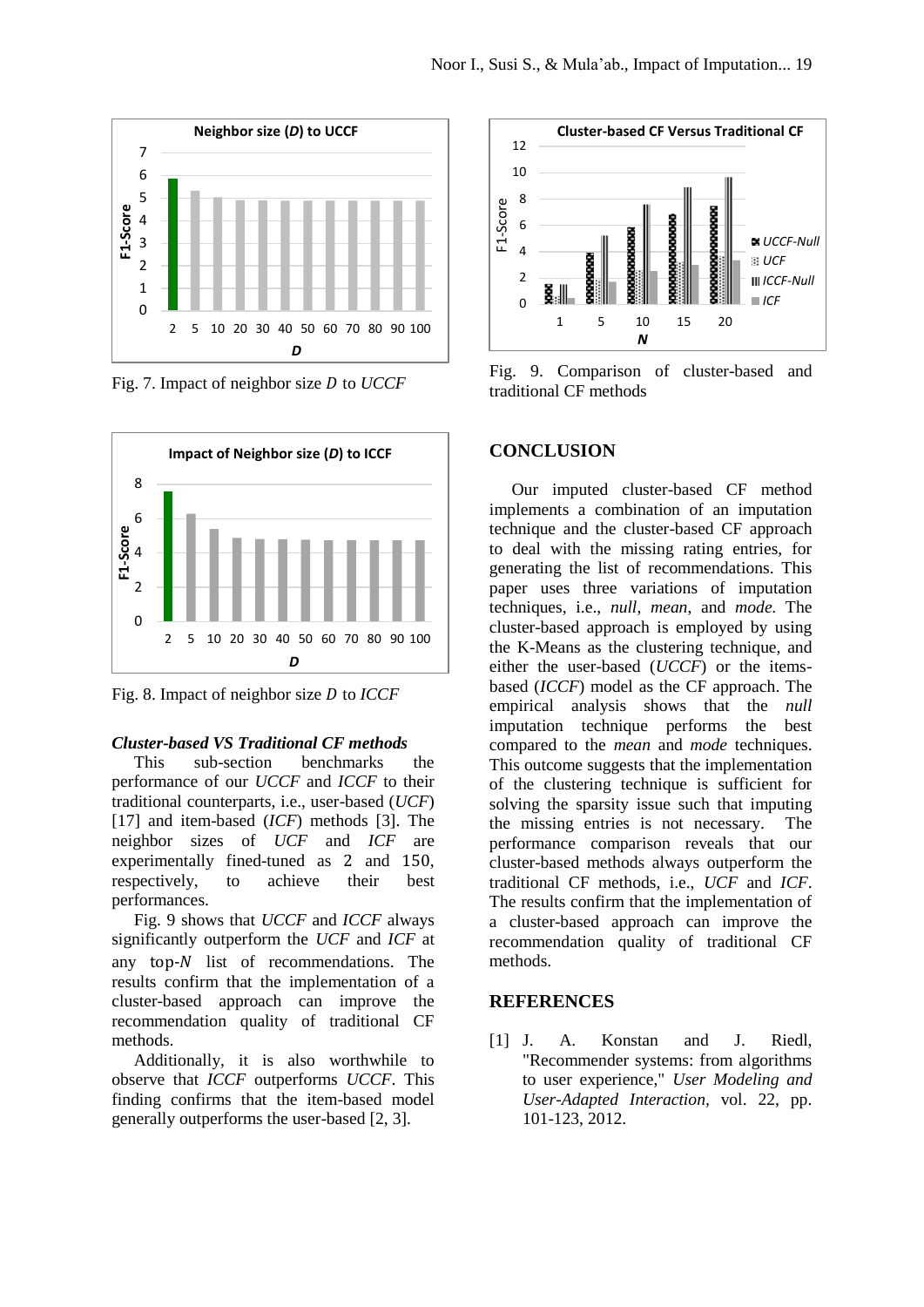Fig. 7. Impact of neighbor size *D* to *UCCF*

Fig. 8. Impact of neighbor size *D* to *ICCF*

### *Cluster-based VS Traditional CF methods*

This sub-section benchmarks the performance of our *UCCF* and *ICCF* to their traditional counterparts, i.e., user-based (*UCF*) [17] and item-based (*ICF*) methods [3]. The neighbor sizes of *UCF* and *ICF* are experimentally fined-tuned as 2 and 150, respectively, to achieve their best performances.

Fig. 9 shows that *UCCF* and *ICCF* always significantly outperform the *UCF* and *ICF* at any top-*N* list of recommendations. The results confirm that the implementation of a cluster-based approach can improve the recommendation quality of traditional CF methods.

Additionally, it is also worthwhile to observe that *ICCF* outperforms *UCCF*. This finding confirms that the item-based model generally outperforms the user-based [2, 3].

Fig. 9. Comparison of cluster-based and traditional CF methods

## CONCLUSION

Our imputed cluster-based CF method implements a combination of an imputation technique and the cluster-based CF approach to deal with the missing rating entries, for generating the list of recommendations. This paper uses three variations of imputation techniques, i.e., *null*, *mean*, and *mode.* The cluster-based approach is employed by using the K-Means as the clustering technique, and either the user-based (*UCCF*) or the items-based (*ICCF*) model as the CF approach. The empirical analysis shows that the *null* imputation technique performs the best compared to the *mean* and *mode* techniques. This outcome suggests that the implementation of the clustering technique is sufficient for solving the sparsity issue such that imputing the missing entries is not necessary. The performance comparison reveals that our cluster-based methods always outperform the traditional CF methods, i.e., *UCF* and *ICF*. The results confirm that the implementation of a cluster-based approach can improve the recommendation quality of traditional CF methods.

## REFERENCES

[1] J. A. Konstan and J. Riedl, "Recommender systems: from algorithms to user experience," *User Modeling and User-Adapted Interaction,* vol. 22, pp. 101-123, 2012.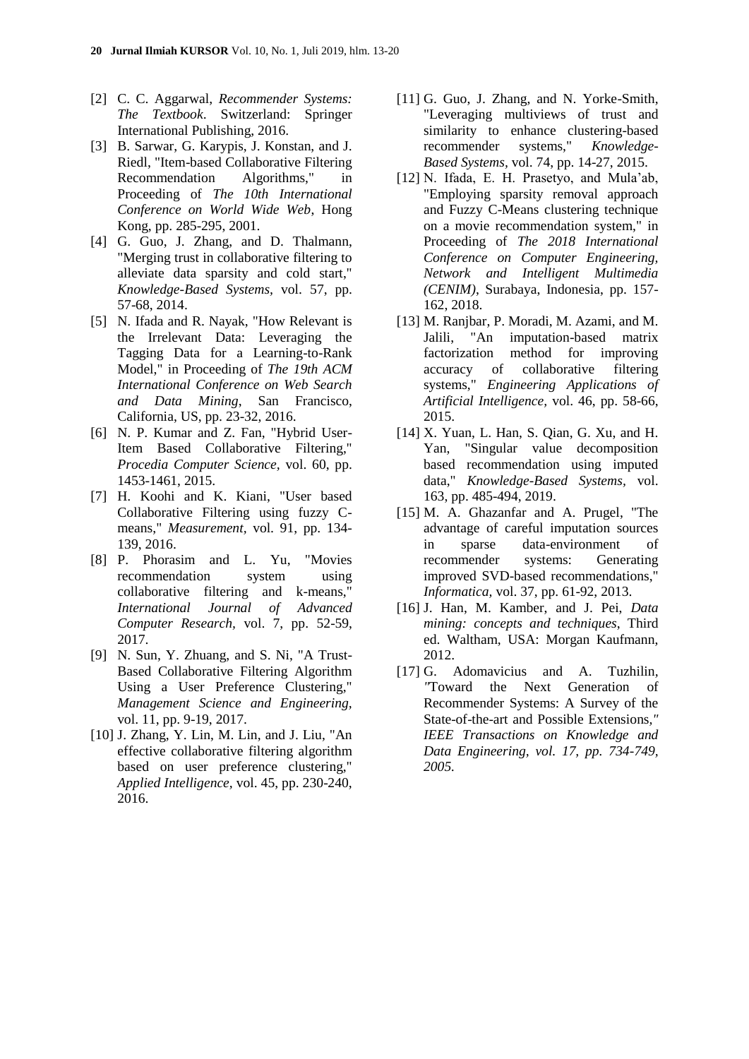[2] C. C. Aggarwal, *Recommender Systems: The Textbook*. Switzerland: Springer International Publishing, 2016.

[3] B. Sarwar, G. Karypis, J. Konstan, and J. Riedl, "Item-based Collaborative Filtering Recommendation Algorithms," in Proceeding of *The 10th International Conference on World Wide Web*, Hong Kong, pp. 285-295, 2001.

[4] G. Guo, J. Zhang, and D. Thalmann, "Merging trust in collaborative filtering to alleviate data sparsity and cold start," *Knowledge-Based Systems*, vol. 57, pp. 57-68, 2014.

[5] N. Ifada and R. Nayak, "How Relevant is the Irrelevant Data: Leveraging the Tagging Data for a Learning-to-Rank Model," in Proceeding of *The 19th ACM International Conference on Web Search and Data Mining*, San Francisco, California, US, pp. 23-32, 2016.

[6] N. P. Kumar and Z. Fan, "Hybrid User-Item Based Collaborative Filtering," *Procedia Computer Science*, vol. 60, pp. 1453-1461, 2015.

[7] H. Koohi and K. Kiani, "User based Collaborative Filtering using fuzzy C-means," *Measurement*, vol. 91, pp. 134-139, 2016.

[8] P. Phorasim and L. Yu, "Movies recommendation system using collaborative filtering and k-means," *International Journal of Advanced Computer Research*, vol. 7, pp. 52-59, 2017.

[9] N. Sun, Y. Zhuang, and S. Ni, "A Trust-Based Collaborative Filtering Algorithm Using a User Preference Clustering," *Management Science and Engineering*, vol. 11, pp. 9-19, 2017.

[10] J. Zhang, Y. Lin, M. Lin, and J. Liu, "An effective collaborative filtering algorithm based on user preference clustering," *Applied Intelligence*, vol. 45, pp. 230-240, 2016.

[11] G. Guo, J. Zhang, and N. Yorke-Smith, "Leveraging multiviews of trust and similarity to enhance clustering-based recommender systems," *Knowledge-Based Systems*, vol. 74, pp. 14-27, 2015.

[12] N. Ifada, E. H. Prasetyo, and Mula'ab, "Employing sparsity removal approach and Fuzzy C-Means clustering technique on a movie recommendation system," in Proceeding of *The 2018 International Conference on Computer Engineering, Network and Intelligent Multimedia (CENIM)*, Surabaya, Indonesia, pp. 157-162, 2018.

[13] M. Ranjbar, P. Moradi, M. Azami, and M. Jalili, "An imputation-based matrix factorization method for improving accuracy of collaborative filtering systems," *Engineering Applications of Artificial Intelligence*, vol. 46, pp. 58-66, 2015.

[14] X. Yuan, L. Han, S. Qian, G. Xu, and H. Yan, "Singular value decomposition based recommendation using imputed data," *Knowledge-Based Systems*, vol. 163, pp. 485-494, 2019.

[15] M. A. Ghazanfar and A. Prugel, "The advantage of careful imputation sources in sparse data-environment of recommender systems: Generating improved SVD-based recommendations," *Informatica*, vol. 37, pp. 61-92, 2013.

[16] J. Han, M. Kamber, and J. Pei, *Data mining: concepts and techniques*, Third ed. Waltham, USA: Morgan Kaufmann, 2012.

[17] G. Adomavicius and A. Tuzhilin, "Toward the Next Generation of Recommender Systems: A Survey of the State-of-the-art and Possible Extensions," *IEEE Transactions on Knowledge and Data Engineering, vol. 17, pp. 734-749, 2005.*